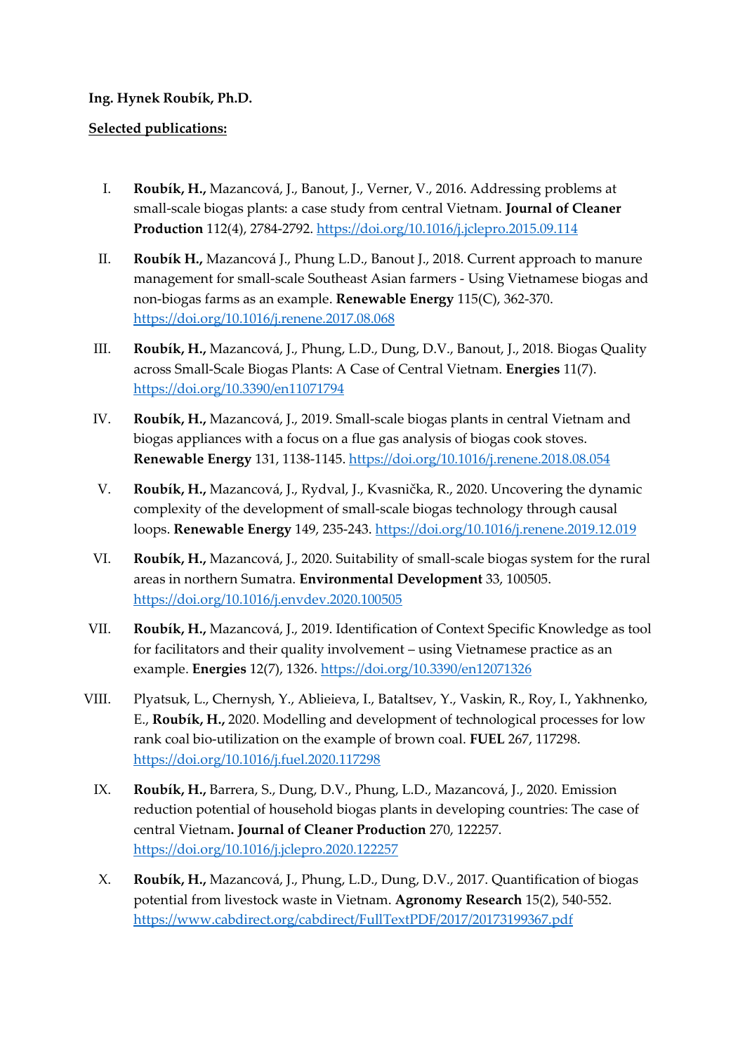**Ing. Hynek Roubík, Ph.D.**

**Selected publications:**

I. **Roubík, H.,** Mazancová, J., Banout, J., Verner, V., 2016. Addressing problems at small-scale biogas plants: a case study from central Vietnam. **Journal of Cleaner Production** 112(4), 2784-2792. https://doi.org/10.1016/j.jclepro.2015.09.114

II. **Roubík H.,** Mazancová J., Phung L.D., Banout J., 2018. Current approach to manure management for small-scale Southeast Asian farmers - Using Vietnamese biogas and non-biogas farms as an example. **Renewable Energy** 115(C), 362-370. https://doi.org/10.1016/j.renene.2017.08.068

III. **Roubík, H.,** Mazancová, J., Phung, L.D., Dung, D.V., Banout, J., 2018. Biogas Quality across Small-Scale Biogas Plants: A Case of Central Vietnam. **Energies** 11(7). https://doi.org/10.3390/en11071794

IV. **Roubík, H.,** Mazancová, J., 2019. Small-scale biogas plants in central Vietnam and biogas appliances with a focus on a flue gas analysis of biogas cook stoves. **Renewable Energy** 131, 1138-1145. https://doi.org/10.1016/j.renene.2018.08.054

V. **Roubík, H.,** Mazancová, J., Rydval, J., Kvasnička, R., 2020. Uncovering the dynamic complexity of the development of small-scale biogas technology through causal loops. **Renewable Energy** 149, 235-243. https://doi.org/10.1016/j.renene.2019.12.019

VI. **Roubík, H.,** Mazancová, J., 2020. Suitability of small-scale biogas system for the rural areas in northern Sumatra. **Environmental Development** 33, 100505. https://doi.org/10.1016/j.envdev.2020.100505

VII. **Roubík, H.,** Mazancová, J., 2019. Identification of Context Specific Knowledge as tool for facilitators and their quality involvement – using Vietnamese practice as an example. **Energies** 12(7), 1326. https://doi.org/10.3390/en12071326

VIII. Plyatsuk, L., Chernysh, Y., Ablieieva, I., Bataltsev, Y., Vaskin, R., Roy, I., Yakhnenko, E., **Roubík, H.,** 2020. Modelling and development of technological processes for low rank coal bio-utilization on the example of brown coal. **FUEL** 267, 117298. https://doi.org/10.1016/j.fuel.2020.117298

IX. **Roubík, H.,** Barrera, S., Dung, D.V., Phung, L.D., Mazancová, J., 2020. Emission reduction potential of household biogas plants in developing countries: The case of central Vietnam**. Journal of Cleaner Production** 270, 122257. https://doi.org/10.1016/j.jclepro.2020.122257

X. **Roubík, H.,** Mazancová, J., Phung, L.D., Dung, D.V., 2017. Quantification of biogas potential from livestock waste in Vietnam. **Agronomy Research** 15(2), 540-552. https://www.cabdirect.org/cabdirect/FullTextPDF/2017/20173199367.pdf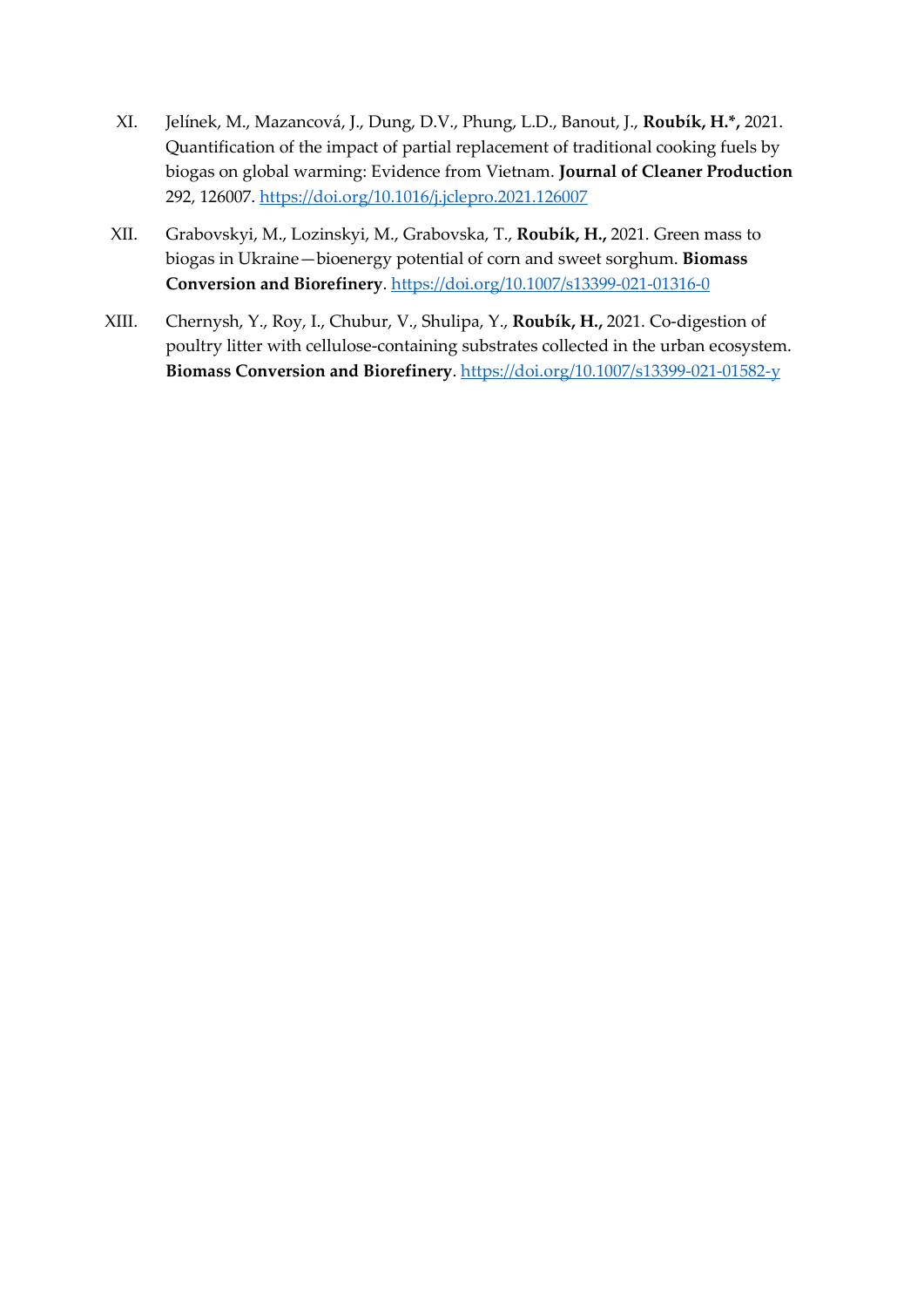XI. Jelínek, M., Mazancová, J., Dung, D.V., Phung, L.D., Banout, J., **Roubík, H.*,** 2021. Quantification of the impact of partial replacement of traditional cooking fuels by biogas on global warming: Evidence from Vietnam. **Journal of Cleaner Production** 292, 126007. https://doi.org/10.1016/j.jclepro.2021.126007

XII. Grabovskyi, M., Lozinskyi, M., Grabovska, T., **Roubík, H.,** 2021. Green mass to biogas in Ukraine—bioenergy potential of corn and sweet sorghum. **Biomass Conversion and Biorefinery**. https://doi.org/10.1007/s13399-021-01316-0

XIII. Chernysh, Y., Roy, I., Chubur, V., Shulipa, Y., **Roubík, H.,** 2021. Co-digestion of poultry litter with cellulose-containing substrates collected in the urban ecosystem. **Biomass Conversion and Biorefinery**. https://doi.org/10.1007/s13399-021-01582-y